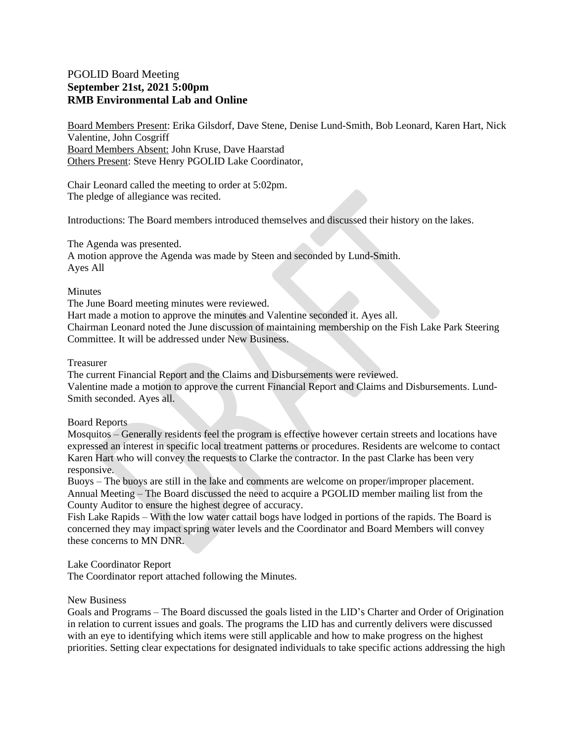PGOLID Board Meeting
**September 21st, 2021 5:00pm**
**RMB Environmental Lab and Online**

Board Members Present: Erika Gilsdorf, Dave Stene, Denise Lund-Smith, Bob Leonard, Karen Hart, Nick Valentine, John Cosgriff
Board Members Absent: John Kruse, Dave Haarstad
Others Present: Steve Henry PGOLID Lake Coordinator,

Chair Leonard called the meeting to order at 5:02pm.
The pledge of allegiance was recited.

Introductions: The Board members introduced themselves and discussed their history on the lakes.

The Agenda was presented.
A motion approve the Agenda was made by Steen and seconded by Lund-Smith.
Ayes All

Minutes
The June Board meeting minutes were reviewed.
Hart made a motion to approve the minutes and Valentine seconded it. Ayes all.
Chairman Leonard noted the June discussion of maintaining membership on the Fish Lake Park Steering Committee. It will be addressed under New Business.

Treasurer
The current Financial Report and the Claims and Disbursements were reviewed.
Valentine made a motion to approve the current Financial Report and Claims and Disbursements. Lund-Smith seconded. Ayes all.

Board Reports
Mosquitos – Generally residents feel the program is effective however certain streets and locations have expressed an interest in specific local treatment patterns or procedures. Residents are welcome to contact Karen Hart who will convey the requests to Clarke the contractor. In the past Clarke has been very responsive.
Buoys – The buoys are still in the lake and comments are welcome on proper/improper placement.
Annual Meeting – The Board discussed the need to acquire a PGOLID member mailing list from the County Auditor to ensure the highest degree of accuracy.
Fish Lake Rapids – With the low water cattail bogs have lodged in portions of the rapids. The Board is concerned they may impact spring water levels and the Coordinator and Board Members will convey these concerns to MN DNR.

Lake Coordinator Report
The Coordinator report attached following the Minutes.

New Business
Goals and Programs – The Board discussed the goals listed in the LID's Charter and Order of Origination in relation to current issues and goals. The programs the LID has and currently delivers were discussed with an eye to identifying which items were still applicable and how to make progress on the highest priorities. Setting clear expectations for designated individuals to take specific actions addressing the high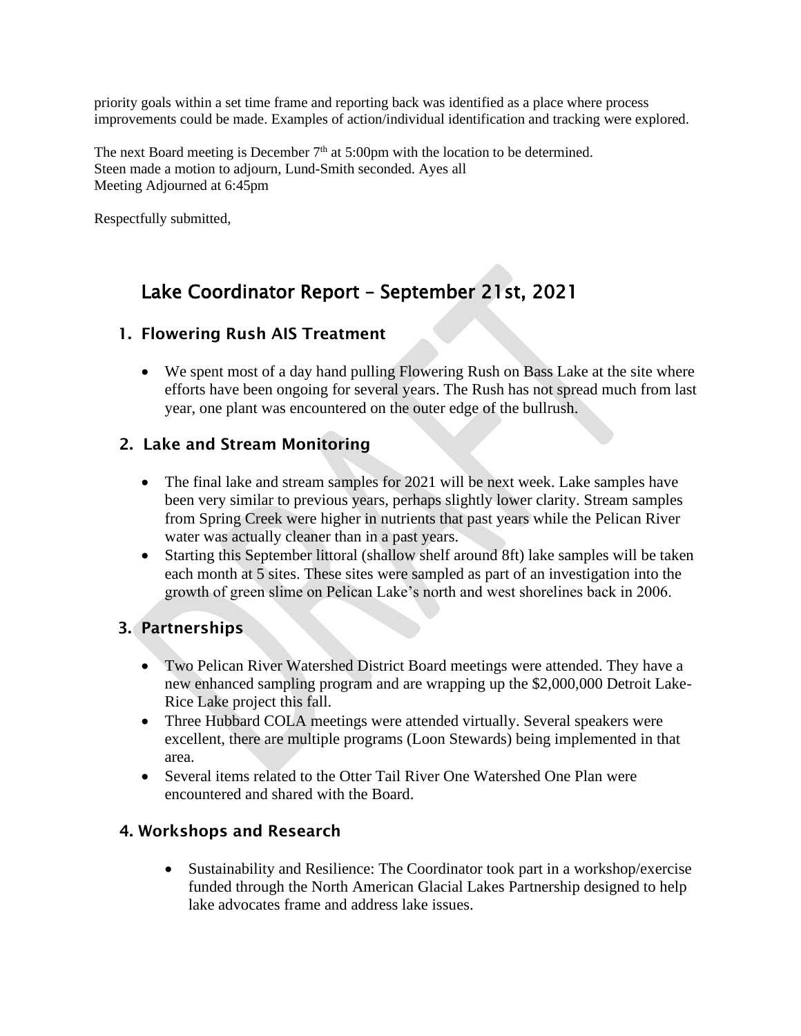priority goals within a set time frame and reporting back was identified as a place where process improvements could be made. Examples of action/individual identification and tracking were explored.

The next Board meeting is December 7th at 5:00pm with the location to be determined.
Steen made a motion to adjourn, Lund-Smith seconded. Ayes all
Meeting Adjourned at 6:45pm

Respectfully submitted,

# Lake Coordinator Report – September 21st, 2021

## 1. Flowering Rush AIS Treatment

- We spent most of a day hand pulling Flowering Rush on Bass Lake at the site where efforts have been ongoing for several years. The Rush has not spread much from last year, one plant was encountered on the outer edge of the bullrush.

## 2. Lake and Stream Monitoring

- The final lake and stream samples for 2021 will be next week. Lake samples have been very similar to previous years, perhaps slightly lower clarity. Stream samples from Spring Creek were higher in nutrients that past years while the Pelican River water was actually cleaner than in a past years.
- Starting this September littoral (shallow shelf around 8ft) lake samples will be taken each month at 5 sites. These sites were sampled as part of an investigation into the growth of green slime on Pelican Lake's north and west shorelines back in 2006.

## 3. Partnerships

- Two Pelican River Watershed District Board meetings were attended. They have a new enhanced sampling program and are wrapping up the $2,000,000 Detroit Lake-Rice Lake project this fall.
- Three Hubbard COLA meetings were attended virtually. Several speakers were excellent, there are multiple programs (Loon Stewards) being implemented in that area.
- Several items related to the Otter Tail River One Watershed One Plan were encountered and shared with the Board.

## 4. Workshops and Research

- Sustainability and Resilience: The Coordinator took part in a workshop/exercise funded through the North American Glacial Lakes Partnership designed to help lake advocates frame and address lake issues.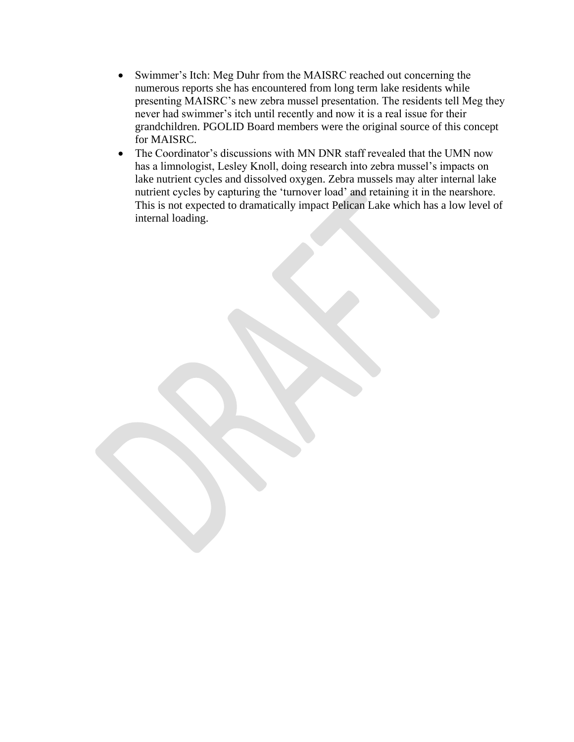- Swimmer's Itch: Meg Duhr from the MAISRC reached out concerning the numerous reports she has encountered from long term lake residents while presenting MAISRC's new zebra mussel presentation. The residents tell Meg they never had swimmer's itch until recently and now it is a real issue for their grandchildren. PGOLID Board members were the original source of this concept for MAISRC.
- The Coordinator's discussions with MN DNR staff revealed that the UMN now has a limnologist, Lesley Knoll, doing research into zebra mussel's impacts on lake nutrient cycles and dissolved oxygen. Zebra mussels may alter internal lake nutrient cycles by capturing the 'turnover load' and retaining it in the nearshore. This is not expected to dramatically impact Pelican Lake which has a low level of internal loading.